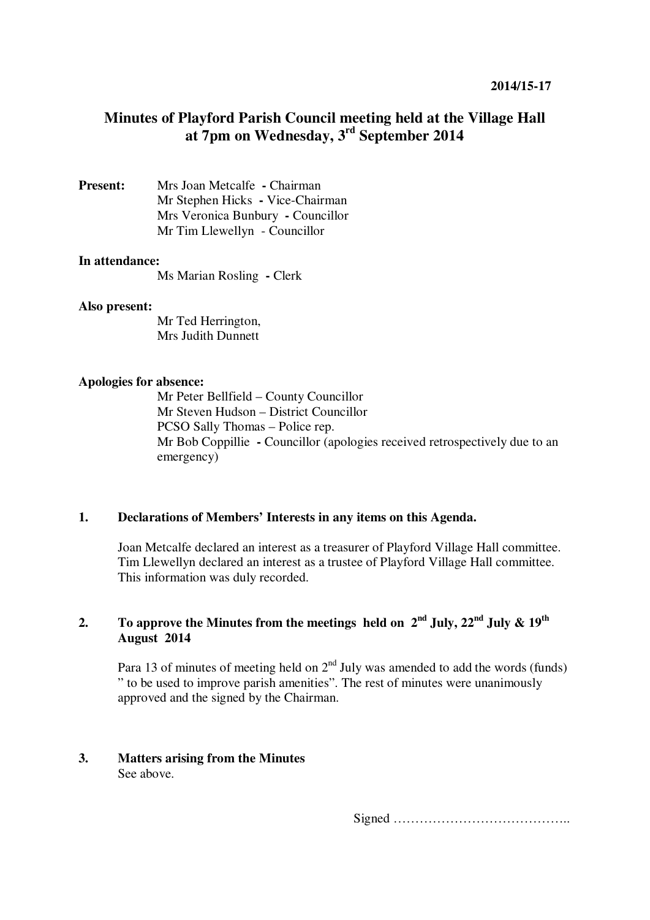**2014/15-17**

# Minutes of Playford Parish Council meeting held at the Village Hall at 7pm on Wednesday, 3rd September 2014

**Present:**
Mrs Joan Metcalfe - Chairman
Mr Stephen Hicks - Vice-Chairman
Mrs Veronica Bunbury - Councillor
Mr Tim Llewellyn - Councillor

**In attendance:**
Ms Marian Rosling - Clerk

**Also present:**
Mr Ted Herrington,
Mrs Judith Dunnett

**Apologies for absence:**
Mr Peter Bellfield – County Councillor
Mr Steven Hudson – District Councillor
PCSO Sally Thomas – Police rep.
Mr Bob Coppillie - Councillor (apologies received retrospectively due to an emergency)

## 1. Declarations of Members' Interests in any items on this Agenda.

Joan Metcalfe declared an interest as a treasurer of Playford Village Hall committee. Tim Llewellyn declared an interest as a trustee of Playford Village Hall committee. This information was duly recorded.

## 2. To approve the Minutes from the meetings held on 2nd July, 22nd July & 19th August 2014

Para 13 of minutes of meeting held on 2nd July was amended to add the words (funds) " to be used to improve parish amenities". The rest of minutes were unanimously approved and the signed by the Chairman.

## 3. Matters arising from the Minutes

See above.

Signed …………………………………..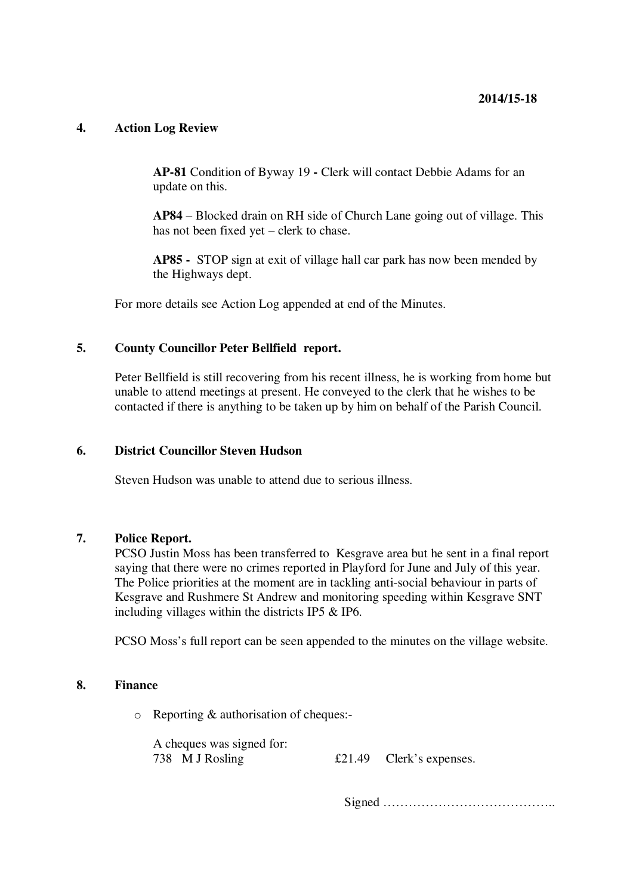**2014/15-18**

## 4. Action Log Review

**AP-81** Condition of Byway 19 **-** Clerk will contact Debbie Adams for an update on this.

**AP84** – Blocked drain on RH side of Church Lane going out of village. This has not been fixed yet – clerk to chase.

**AP85 -** STOP sign at exit of village hall car park has now been mended by the Highways dept.

For more details see Action Log appended at end of the Minutes.

## 5. County Councillor Peter Bellfield report.

Peter Bellfield is still recovering from his recent illness, he is working from home but unable to attend meetings at present. He conveyed to the clerk that he wishes to be contacted if there is anything to be taken up by him on behalf of the Parish Council.

## 6. District Councillor Steven Hudson

Steven Hudson was unable to attend due to serious illness.

## 7. Police Report.

PCSO Justin Moss has been transferred to Kesgrave area but he sent in a final report saying that there were no crimes reported in Playford for June and July of this year. The Police priorities at the moment are in tackling anti-social behaviour in parts of Kesgrave and Rushmere St Andrew and monitoring speeding within Kesgrave SNT including villages within the districts IP5 & IP6.

PCSO Moss's full report can be seen appended to the minutes on the village website.

## 8. Finance

- Reporting & authorisation of cheques:-

  A cheques was signed for:
  738 M J Rosling £21.49 Clerk's expenses.

Signed …………………………………..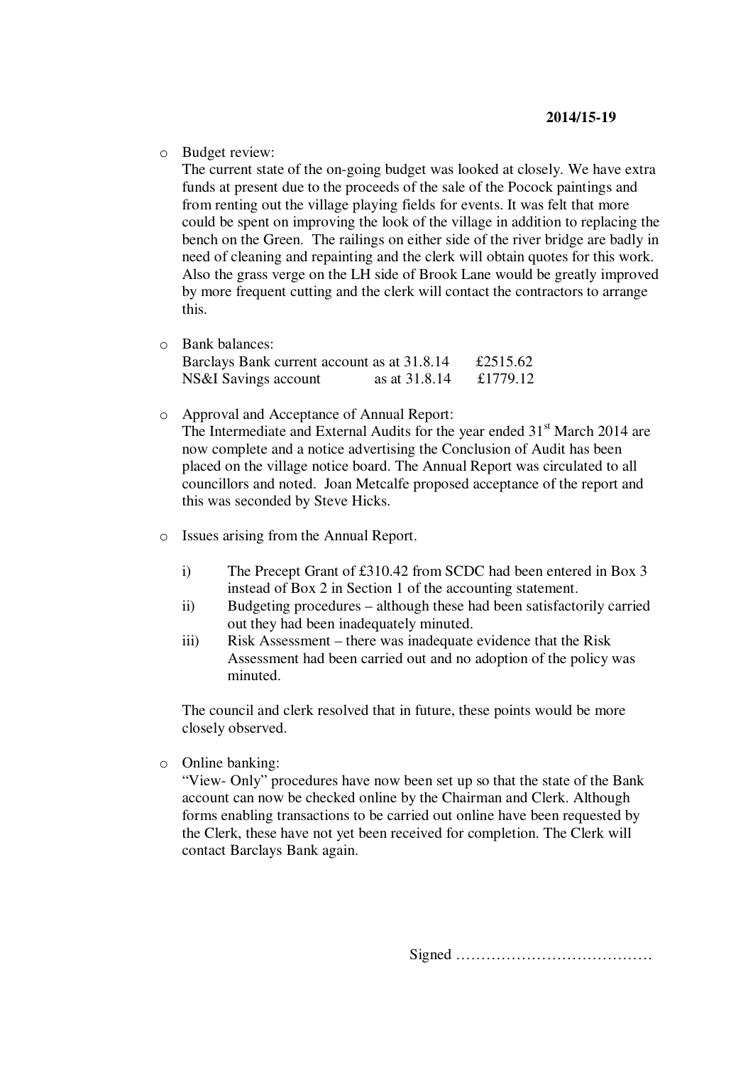**2014/15-19**

- Budget review:
  The current state of the on-going budget was looked at closely. We have extra funds at present due to the proceeds of the sale of the Pocock paintings and from renting out the village playing fields for events. It was felt that more could be spent on improving the look of the village in addition to replacing the bench on the Green. The railings on either side of the river bridge are badly in need of cleaning and repainting and the clerk will obtain quotes for this work. Also the grass verge on the LH side of Brook Lane would be greatly improved by more frequent cutting and the clerk will contact the contractors to arrange this.

- Bank balances:

| | | |
|---|---|---|
| Barclays Bank current account | as at 31.8.14 | £2515.62 |
| NS&I Savings account | as at 31.8.14 | £1779.12 |

- Approval and Acceptance of Annual Report:
  The Intermediate and External Audits for the year ended 31st March 2014 are now complete and a notice advertising the Conclusion of Audit has been placed on the village notice board. The Annual Report was circulated to all councillors and noted. Joan Metcalfe proposed acceptance of the report and this was seconded by Steve Hicks.

- Issues arising from the Annual Report.

  i) The Precept Grant of £310.42 from SCDC had been entered in Box 3 instead of Box 2 in Section 1 of the accounting statement.
  ii) Budgeting procedures – although these had been satisfactorily carried out they had been inadequately minuted.
  iii) Risk Assessment – there was inadequate evidence that the Risk Assessment had been carried out and no adoption of the policy was minuted.

  The council and clerk resolved that in future, these points would be more closely observed.

- Online banking:
  "View- Only" procedures have now been set up so that the state of the Bank account can now be checked online by the Chairman and Clerk. Although forms enabling transactions to be carried out online have been requested by the Clerk, these have not yet been received for completion. The Clerk will contact Barclays Bank again.

Signed …………………………………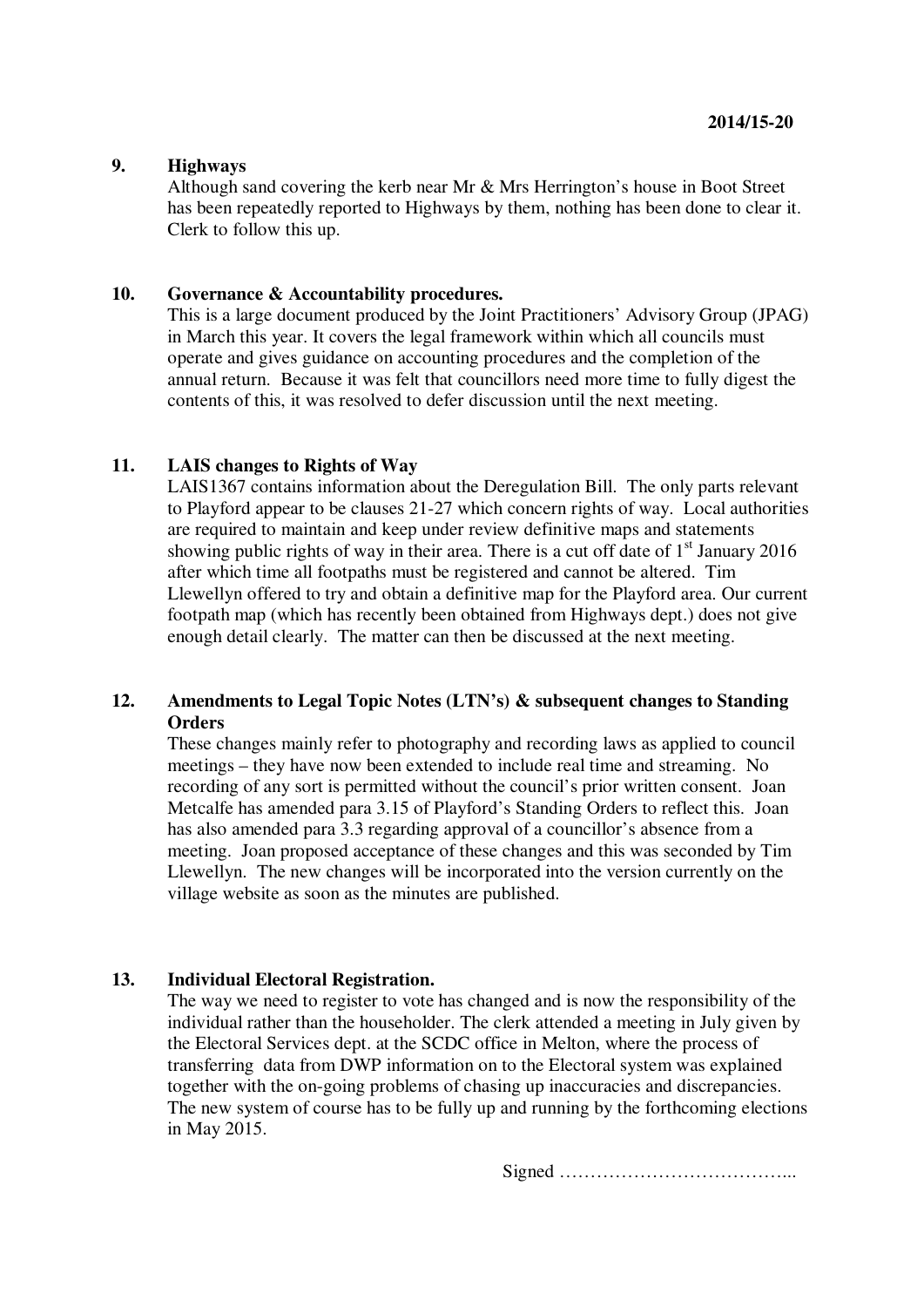**2014/15-20**

## 9. Highways

Although sand covering the kerb near Mr & Mrs Herrington's house in Boot Street has been repeatedly reported to Highways by them, nothing has been done to clear it. Clerk to follow this up.

## 10. Governance & Accountability procedures.

This is a large document produced by the Joint Practitioners' Advisory Group (JPAG) in March this year. It covers the legal framework within which all councils must operate and gives guidance on accounting procedures and the completion of the annual return. Because it was felt that councillors need more time to fully digest the contents of this, it was resolved to defer discussion until the next meeting.

## 11. LAIS changes to Rights of Way

LAIS1367 contains information about the Deregulation Bill. The only parts relevant to Playford appear to be clauses 21-27 which concern rights of way. Local authorities are required to maintain and keep under review definitive maps and statements showing public rights of way in their area. There is a cut off date of 1st January 2016 after which time all footpaths must be registered and cannot be altered. Tim Llewellyn offered to try and obtain a definitive map for the Playford area. Our current footpath map (which has recently been obtained from Highways dept.) does not give enough detail clearly. The matter can then be discussed at the next meeting.

## 12. Amendments to Legal Topic Notes (LTN's) & subsequent changes to Standing Orders

These changes mainly refer to photography and recording laws as applied to council meetings – they have now been extended to include real time and streaming. No recording of any sort is permitted without the council's prior written consent. Joan Metcalfe has amended para 3.15 of Playford's Standing Orders to reflect this. Joan has also amended para 3.3 regarding approval of a councillor's absence from a meeting. Joan proposed acceptance of these changes and this was seconded by Tim Llewellyn. The new changes will be incorporated into the version currently on the village website as soon as the minutes are published.

## 13. Individual Electoral Registration.

The way we need to register to vote has changed and is now the responsibility of the individual rather than the householder. The clerk attended a meeting in July given by the Electoral Services dept. at the SCDC office in Melton, where the process of transferring data from DWP information on to the Electoral system was explained together with the on-going problems of chasing up inaccuracies and discrepancies. The new system of course has to be fully up and running by the forthcoming elections in May 2015.

Signed ………………………………...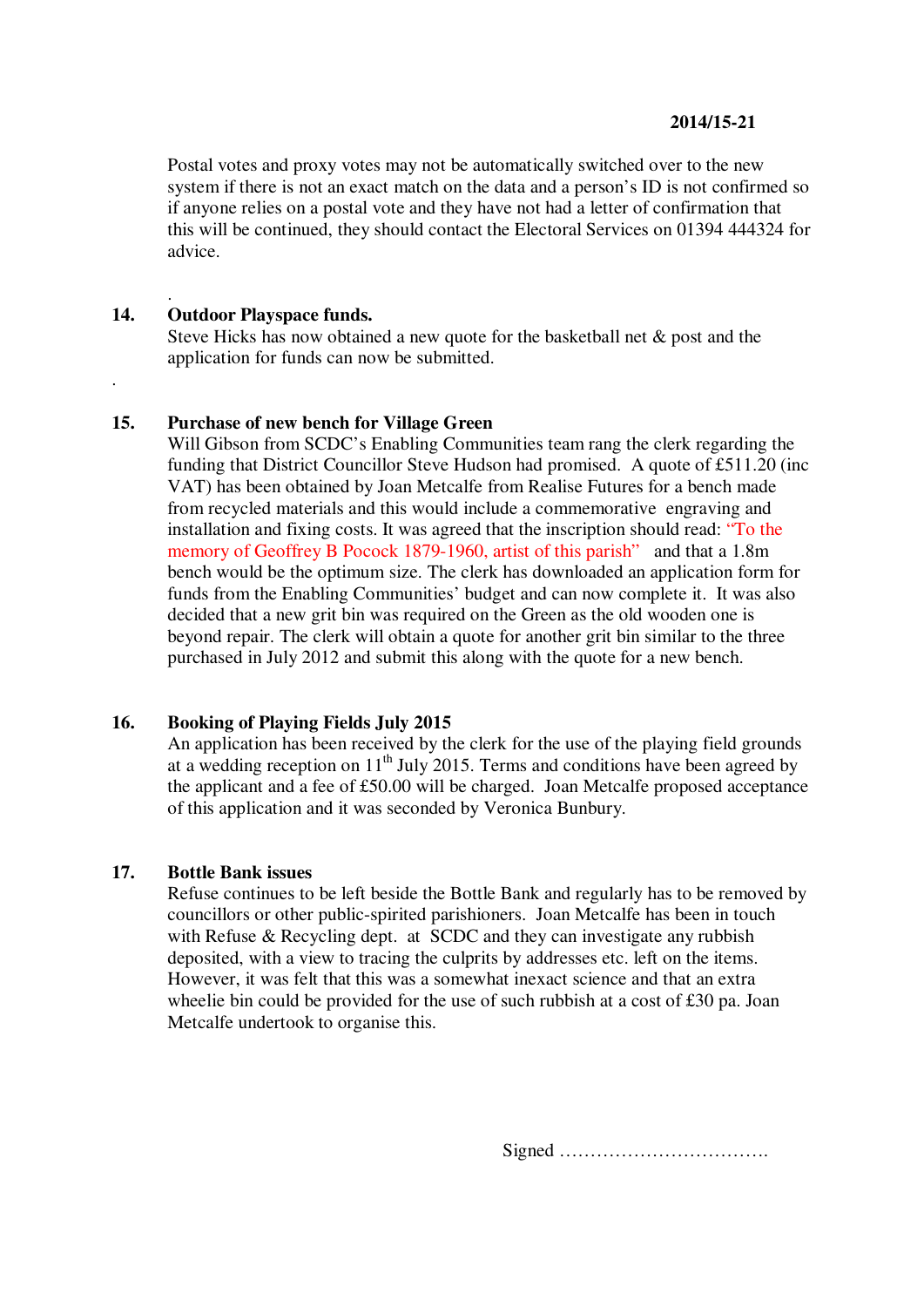**2014/15-21**

Postal votes and proxy votes may not be automatically switched over to the new system if there is not an exact match on the data and a person's ID is not confirmed so if anyone relies on a postal vote and they have not had a letter of confirmation that this will be continued, they should contact the Electoral Services on 01394 444324 for advice.

.

**14. Outdoor Playspace funds.**

Steve Hicks has now obtained a new quote for the basketball net & post and the application for funds can now be submitted.

.

**15. Purchase of new bench for Village Green**

Will Gibson from SCDC's Enabling Communities team rang the clerk regarding the funding that District Councillor Steve Hudson had promised. A quote of £511.20 (inc VAT) has been obtained by Joan Metcalfe from Realise Futures for a bench made from recycled materials and this would include a commemorative engraving and installation and fixing costs. It was agreed that the inscription should read: "To the memory of Geoffrey B Pocock 1879-1960, artist of this parish" and that a 1.8m bench would be the optimum size. The clerk has downloaded an application form for funds from the Enabling Communities' budget and can now complete it. It was also decided that a new grit bin was required on the Green as the old wooden one is beyond repair. The clerk will obtain a quote for another grit bin similar to the three purchased in July 2012 and submit this along with the quote for a new bench.

**16. Booking of Playing Fields July 2015**

An application has been received by the clerk for the use of the playing field grounds at a wedding reception on 11th July 2015. Terms and conditions have been agreed by the applicant and a fee of £50.00 will be charged. Joan Metcalfe proposed acceptance of this application and it was seconded by Veronica Bunbury.

**17. Bottle Bank issues**

Refuse continues to be left beside the Bottle Bank and regularly has to be removed by councillors or other public-spirited parishioners. Joan Metcalfe has been in touch with Refuse & Recycling dept. at SCDC and they can investigate any rubbish deposited, with a view to tracing the culprits by addresses etc. left on the items. However, it was felt that this was a somewhat inexact science and that an extra wheelie bin could be provided for the use of such rubbish at a cost of £30 pa. Joan Metcalfe undertook to organise this.

Signed …………………………….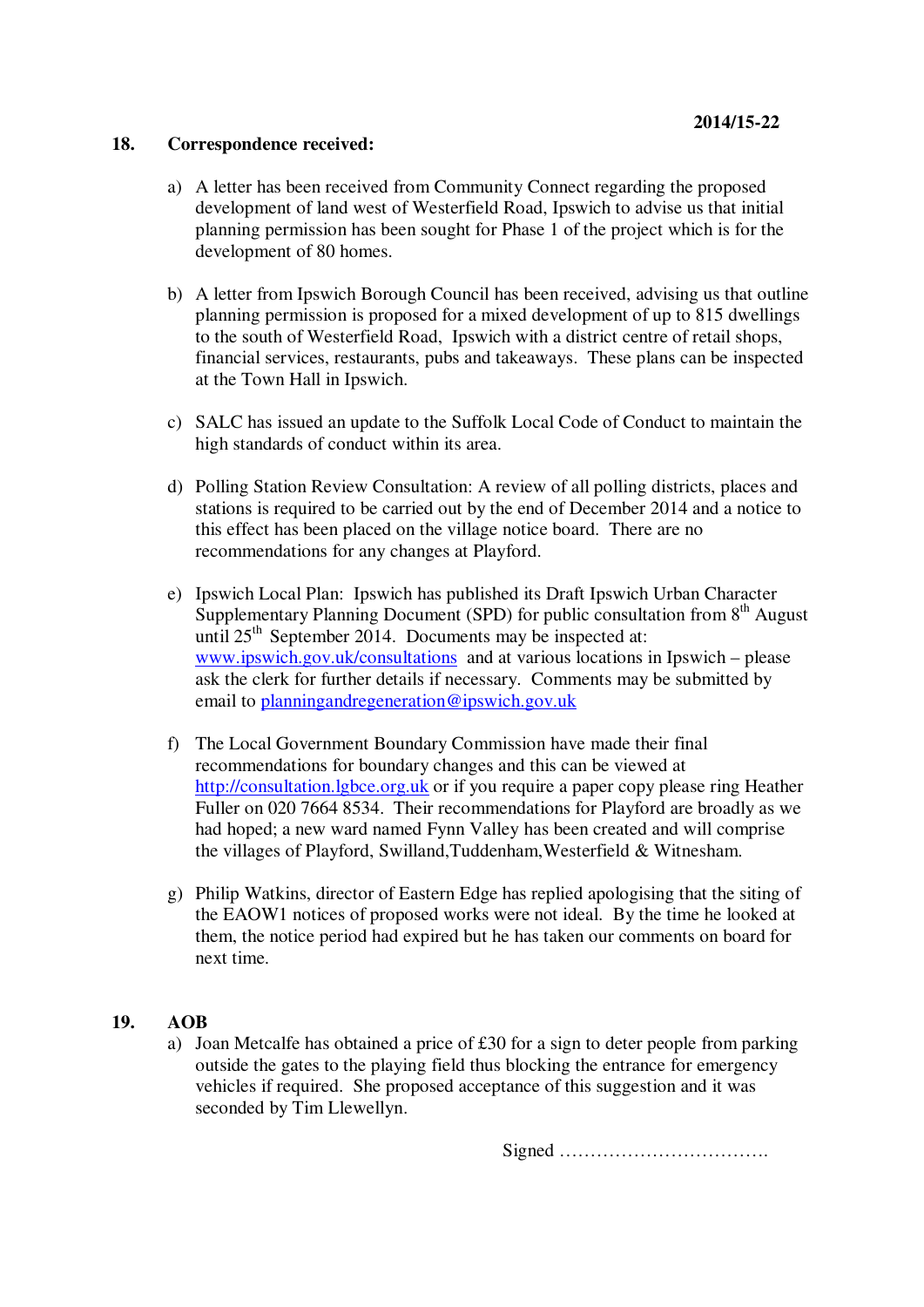2014/15-22

## 18. Correspondence received:

a) A letter has been received from Community Connect regarding the proposed development of land west of Westerfield Road, Ipswich to advise us that initial planning permission has been sought for Phase 1 of the project which is for the development of 80 homes.

b) A letter from Ipswich Borough Council has been received, advising us that outline planning permission is proposed for a mixed development of up to 815 dwellings to the south of Westerfield Road, Ipswich with a district centre of retail shops, financial services, restaurants, pubs and takeaways. These plans can be inspected at the Town Hall in Ipswich.

c) SALC has issued an update to the Suffolk Local Code of Conduct to maintain the high standards of conduct within its area.

d) Polling Station Review Consultation: A review of all polling districts, places and stations is required to be carried out by the end of December 2014 and a notice to this effect has been placed on the village notice board. There are no recommendations for any changes at Playford.

e) Ipswich Local Plan: Ipswich has published its Draft Ipswich Urban Character Supplementary Planning Document (SPD) for public consultation from 8th August until 25th September 2014. Documents may be inspected at: www.ipswich.gov.uk/consultations and at various locations in Ipswich – please ask the clerk for further details if necessary. Comments may be submitted by email to planningandregeneration@ipswich.gov.uk

f) The Local Government Boundary Commission have made their final recommendations for boundary changes and this can be viewed at http://consultation.lgbce.org.uk or if you require a paper copy please ring Heather Fuller on 020 7664 8534. Their recommendations for Playford are broadly as we had hoped; a new ward named Fynn Valley has been created and will comprise the villages of Playford, Swilland,Tuddenham,Westerfield & Witnesham.

g) Philip Watkins, director of Eastern Edge has replied apologising that the siting of the EAOW1 notices of proposed works were not ideal. By the time he looked at them, the notice period had expired but he has taken our comments on board for next time.

## 19. AOB

a) Joan Metcalfe has obtained a price of £30 for a sign to deter people from parking outside the gates to the playing field thus blocking the entrance for emergency vehicles if required. She proposed acceptance of this suggestion and it was seconded by Tim Llewellyn.

Signed …………………………….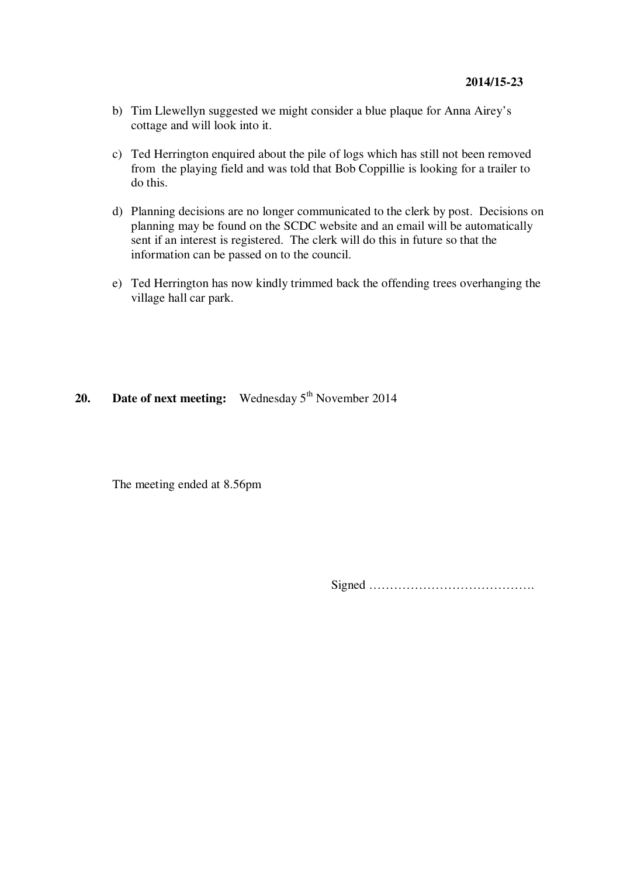b) Tim Llewellyn suggested we might consider a blue plaque for Anna Airey's cottage and will look into it.

c) Ted Herrington enquired about the pile of logs which has still not been removed from the playing field and was told that Bob Coppillie is looking for a trailer to do this.

d) Planning decisions are no longer communicated to the clerk by post. Decisions on planning may be found on the SCDC website and an email will be automatically sent if an interest is registered. The clerk will do this in future so that the information can be passed on to the council.

e) Ted Herrington has now kindly trimmed back the offending trees overhanging the village hall car park.

**20. Date of next meeting:** Wednesday 5th November 2014

The meeting ended at 8.56pm

Signed ………………………………….